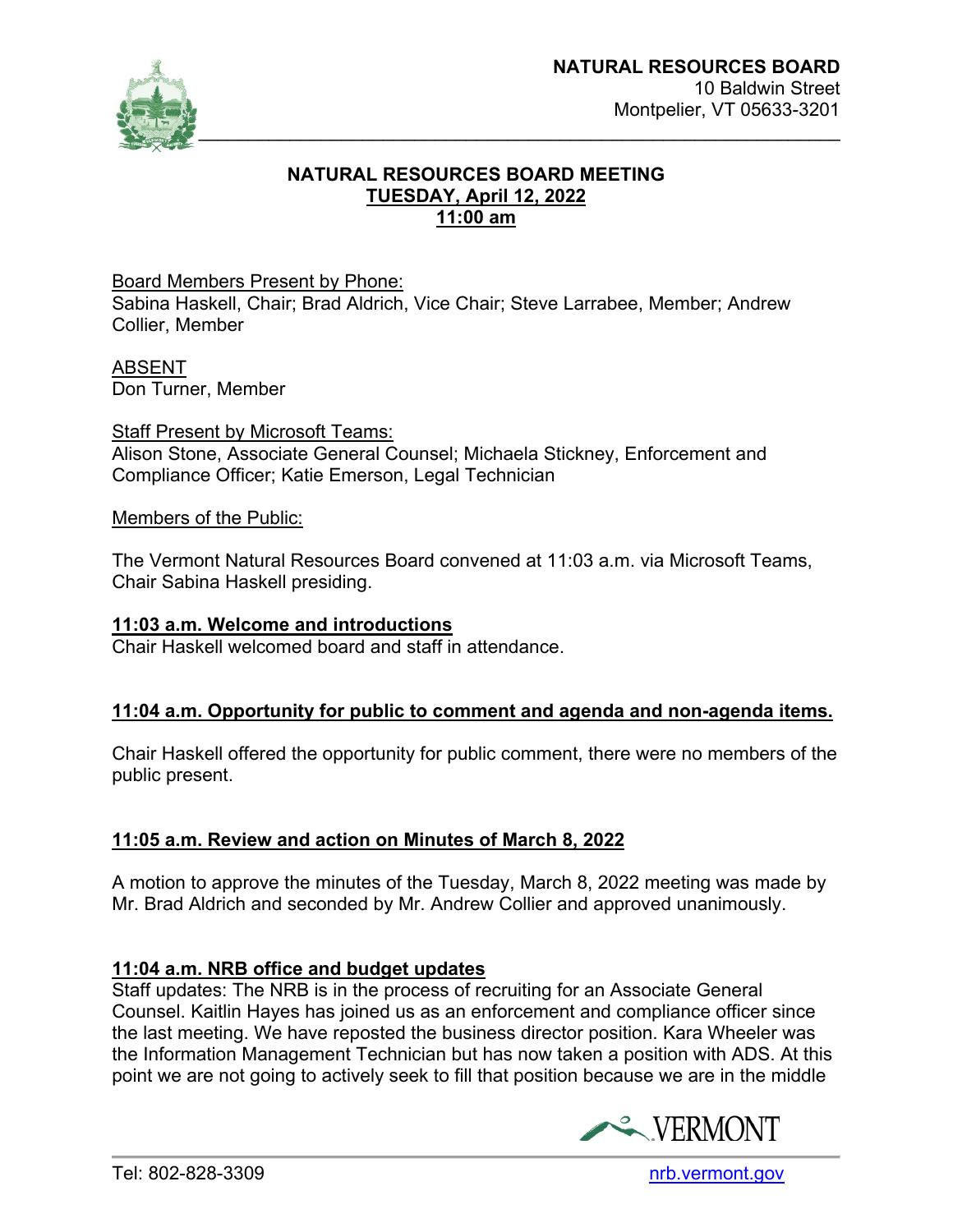**NATURAL RESOURCES BOARD**
10 Baldwin Street
Montpelier, VT 05633-3201

# NATURAL RESOURCES BOARD MEETING
**TUESDAY, April 12, 2022**
**11:00 am**

Board Members Present by Phone:
Sabina Haskell, Chair; Brad Aldrich, Vice Chair; Steve Larrabee, Member; Andrew Collier, Member

ABSENT
Don Turner, Member

Staff Present by Microsoft Teams:
Alison Stone, Associate General Counsel; Michaela Stickney, Enforcement and Compliance Officer; Katie Emerson, Legal Technician

Members of the Public:

The Vermont Natural Resources Board convened at 11:03 a.m. via Microsoft Teams, Chair Sabina Haskell presiding.

**11:03 a.m. Welcome and introductions**
Chair Haskell welcomed board and staff in attendance.

**11:04 a.m. Opportunity for public to comment and agenda and non-agenda items.**

Chair Haskell offered the opportunity for public comment, there were no members of the public present.

**11:05 a.m. Review and action on Minutes of March 8, 2022**

A motion to approve the minutes of the Tuesday, March 8, 2022 meeting was made by Mr. Brad Aldrich and seconded by Mr. Andrew Collier and approved unanimously.

**11:04 a.m. NRB office and budget updates**
Staff updates: The NRB is in the process of recruiting for an Associate General Counsel. Kaitlin Hayes has joined us as an enforcement and compliance officer since the last meeting. We have reposted the business director position. Kara Wheeler was the Information Management Technician but has now taken a position with ADS. At this point we are not going to actively seek to fill that position because we are in the middle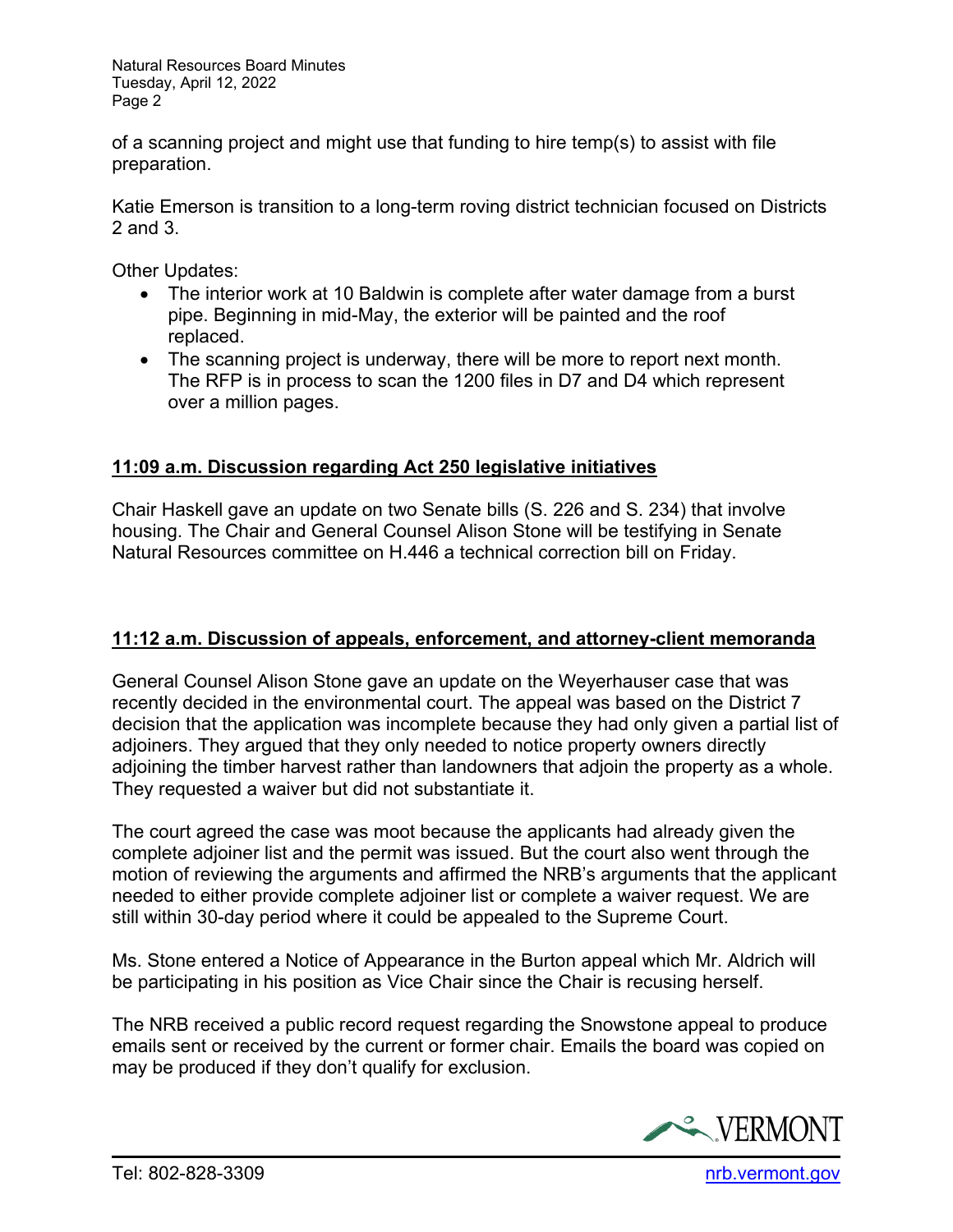of a scanning project and might use that funding to hire temp(s) to assist with file preparation.

Katie Emerson is transition to a long-term roving district technician focused on Districts 2 and 3.

Other Updates:

- The interior work at 10 Baldwin is complete after water damage from a burst pipe. Beginning in mid-May, the exterior will be painted and the roof replaced.
- The scanning project is underway, there will be more to report next month. The RFP is in process to scan the 1200 files in D7 and D4 which represent over a million pages.

## 11:09 a.m. Discussion regarding Act 250 legislative initiatives

Chair Haskell gave an update on two Senate bills (S. 226 and S. 234) that involve housing. The Chair and General Counsel Alison Stone will be testifying in Senate Natural Resources committee on H.446 a technical correction bill on Friday.

## 11:12 a.m. Discussion of appeals, enforcement, and attorney-client memoranda

General Counsel Alison Stone gave an update on the Weyerhauser case that was recently decided in the environmental court. The appeal was based on the District 7 decision that the application was incomplete because they had only given a partial list of adjoiners. They argued that they only needed to notice property owners directly adjoining the timber harvest rather than landowners that adjoin the property as a whole. They requested a waiver but did not substantiate it.

The court agreed the case was moot because the applicants had already given the complete adjoiner list and the permit was issued. But the court also went through the motion of reviewing the arguments and affirmed the NRB's arguments that the applicant needed to either provide complete adjoiner list or complete a waiver request. We are still within 30-day period where it could be appealed to the Supreme Court.

Ms. Stone entered a Notice of Appearance in the Burton appeal which Mr. Aldrich will be participating in his position as Vice Chair since the Chair is recusing herself.

The NRB received a public record request regarding the Snowstone appeal to produce emails sent or received by the current or former chair. Emails the board was copied on may be produced if they don't qualify for exclusion.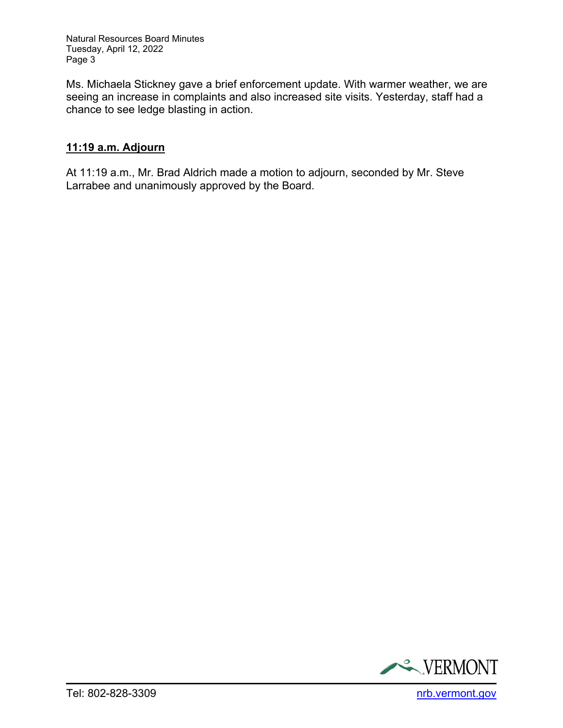Ms. Michaela Stickney gave a brief enforcement update. With warmer weather, we are seeing an increase in complaints and also increased site visits. Yesterday, staff had a chance to see ledge blasting in action.

## 11:19 a.m. Adjourn

At 11:19 a.m., Mr. Brad Aldrich made a motion to adjourn, seconded by Mr. Steve Larrabee and unanimously approved by the Board.